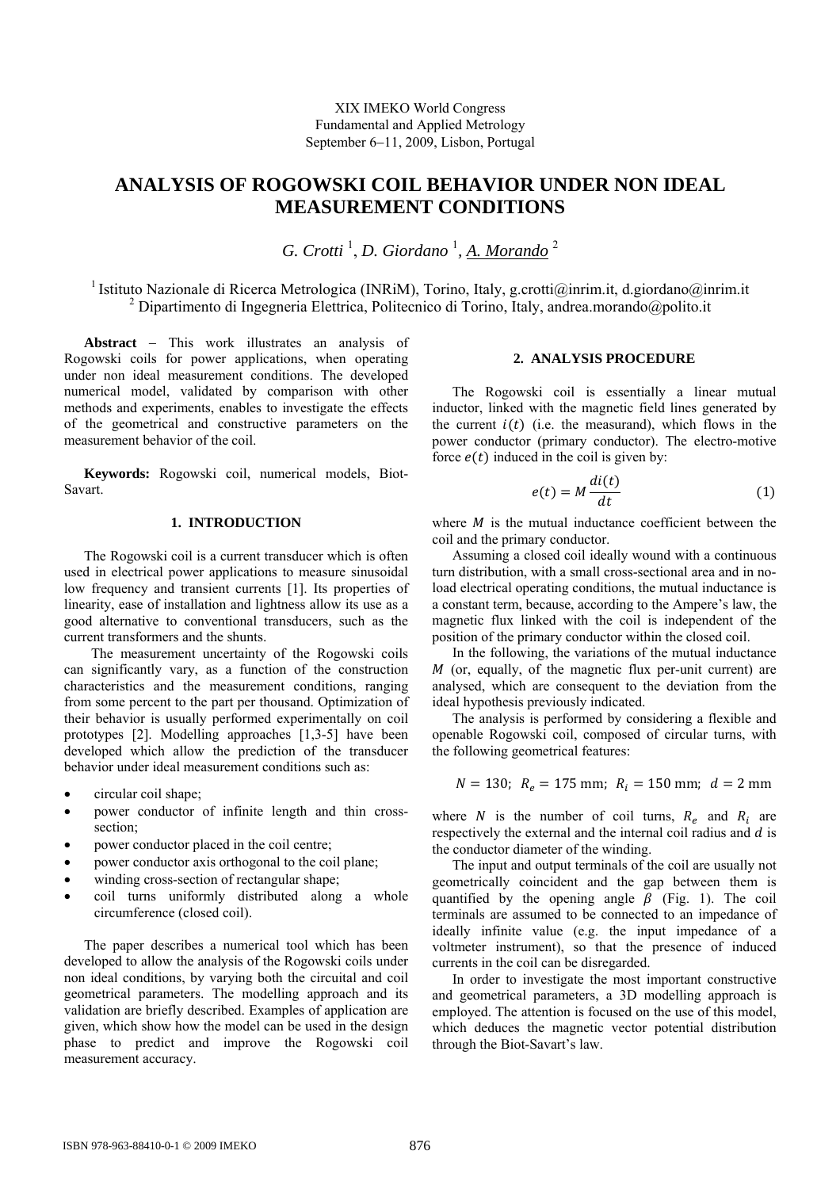XIX IMEKO World Congress
Fundamental and Applied Metrology
September 6–11, 2009, Lisbon, Portugal

# ANALYSIS OF ROGOWSKI COIL BEHAVIOR UNDER NON IDEAL MEASUREMENT CONDITIONS

*G. Crotti* [1], *D. Giordano* [1], *A. Morando* [2]

[1] Istituto Nazionale di Ricerca Metrologica (INRiM), Torino, Italy, g.crotti@inrim.it, d.giordano@inrim.it
[2] Dipartimento di Ingegneria Elettrica, Politecnico di Torino, Italy, andrea.morando@polito.it

**Abstract** – This work illustrates an analysis of Rogowski coils for power applications, when operating under non ideal measurement conditions. The developed numerical model, validated by comparison with other methods and experiments, enables to investigate the effects of the geometrical and constructive parameters on the measurement behavior of the coil.

**Keywords:** Rogowski coil, numerical models, Biot-Savart.

## 1. INTRODUCTION

The Rogowski coil is a current transducer which is often used in electrical power applications to measure sinusoidal low frequency and transient currents [1]. Its properties of linearity, ease of installation and lightness allow its use as a good alternative to conventional transducers, such as the current transformers and the shunts.

The measurement uncertainty of the Rogowski coils can significantly vary, as a function of the construction characteristics and the measurement conditions, ranging from some percent to the part per thousand. Optimization of their behavior is usually performed experimentally on coil prototypes [2]. Modelling approaches [1,3-5] have been developed which allow the prediction of the transducer behavior under ideal measurement conditions such as:

- circular coil shape;
- power conductor of infinite length and thin cross-section;
- power conductor placed in the coil centre;
- power conductor axis orthogonal to the coil plane;
- winding cross-section of rectangular shape;
- coil turns uniformly distributed along a whole circumference (closed coil).

The paper describes a numerical tool which has been developed to allow the analysis of the Rogowski coils under non ideal conditions, by varying both the circuital and coil geometrical parameters. The modelling approach and its validation are briefly described. Examples of application are given, which show how the model can be used in the design phase to predict and improve the Rogowski coil measurement accuracy.

## 2. ANALYSIS PROCEDURE

The Rogowski coil is essentially a linear mutual inductor, linked with the magnetic field lines generated by the current $i(t)$ (i.e. the measurand), which flows in the power conductor (primary conductor). The electro-motive force $e(t)$ induced in the coil is given by:

$$e(t) = M \frac{di(t)}{dt} \tag{1}$$

where $M$ is the mutual inductance coefficient between the coil and the primary conductor.

Assuming a closed coil ideally wound with a continuous turn distribution, with a small cross-sectional area and in no-load electrical operating conditions, the mutual inductance is a constant term, because, according to the Ampere's law, the magnetic flux linked with the coil is independent of the position of the primary conductor within the closed coil.

In the following, the variations of the mutual inductance $M$ (or, equally, of the magnetic flux per-unit current) are analysed, which are consequent to the deviation from the ideal hypothesis previously indicated.

The analysis is performed by considering a flexible and openable Rogowski coil, composed of circular turns, with the following geometrical features:

$$N = 130;\ R_e = 175 \text{ mm};\ R_i = 150 \text{ mm};\ d = 2 \text{ mm}$$

where $N$ is the number of coil turns, $R_e$ and $R_i$ are respectively the external and the internal coil radius and $d$ is the conductor diameter of the winding.

The input and output terminals of the coil are usually not geometrically coincident and the gap between them is quantified by the opening angle $\beta$ (Fig. 1). The coil terminals are assumed to be connected to an impedance of ideally infinite value (e.g. the input impedance of a voltmeter instrument), so that the presence of induced currents in the coil can be disregarded.

In order to investigate the most important constructive and geometrical parameters, a 3D modelling approach is employed. The attention is focused on the use of this model, which deduces the magnetic vector potential distribution through the Biot-Savart's law.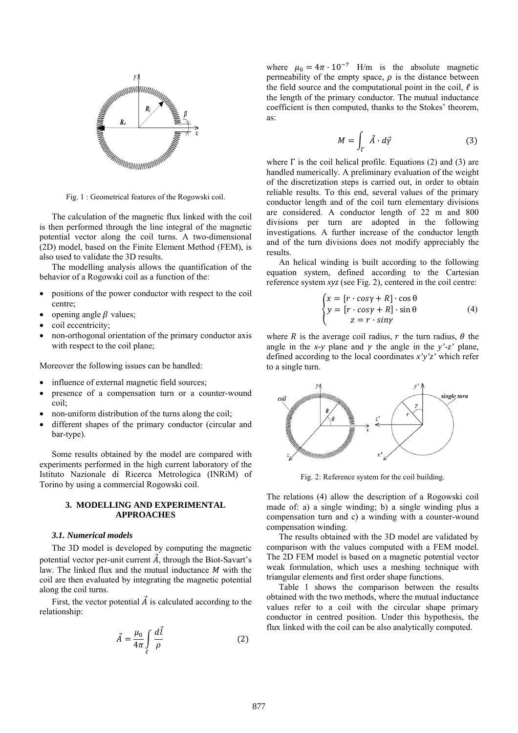Fig. 1 : Geometrical features of the Rogowski coil.

The calculation of the magnetic flux linked with the coil is then performed through the line integral of the magnetic potential vector along the coil turns. A two-dimensional (2D) model, based on the Finite Element Method (FEM), is also used to validate the 3D results.

The modelling analysis allows the quantification of the behavior of a Rogowski coil as a function of the:

- positions of the power conductor with respect to the coil centre;
- opening angle $\beta$ values;
- coil eccentricity;
- non-orthogonal orientation of the primary conductor axis with respect to the coil plane;

Moreover the following issues can be handled:

- influence of external magnetic field sources;
- presence of a compensation turn or a counter-wound coil;
- non-uniform distribution of the turns along the coil;
- different shapes of the primary conductor (circular and bar-type).

Some results obtained by the model are compared with experiments performed in the high current laboratory of the Istituto Nazionale di Ricerca Metrologica (INRiM) of Torino by using a commercial Rogowski coil.

## 3. MODELLING AND EXPERIMENTAL APPROACHES

### 3.1. Numerical models

The 3D model is developed by computing the magnetic potential vector per-unit current $\vec{A}$, through the Biot-Savart's law. The linked flux and the mutual inductance $M$ with the coil are then evaluated by integrating the magnetic potential along the coil turns.

First, the vector potential $\vec{A}$ is calculated according to the relationship:

$$\vec{A} = \frac{\mu_0}{4\pi} \int_{\ell} \frac{d\vec{l}}{\rho} \tag{2}$$

where $\mu_0 = 4\pi \cdot 10^{-7}$ H/m is the absolute magnetic permeability of the empty space, $\rho$ is the distance between the field source and the computational point in the coil, $\ell$ is the length of the primary conductor. The mutual inductance coefficient is then computed, thanks to the Stokes' theorem, as:

$$M = \int_{\Gamma} \vec{A} \cdot d\vec{\gamma} \tag{3}$$

where $\Gamma$ is the coil helical profile. Equations (2) and (3) are handled numerically. A preliminary evaluation of the weight of the discretization steps is carried out, in order to obtain reliable results. To this end, several values of the primary conductor length and of the coil turn elementary divisions are considered. A conductor length of 22 m and 800 divisions per turn are adopted in the following investigations. A further increase of the conductor length and of the turn divisions does not modify appreciably the results.

An helical winding is built according to the following equation system, defined according to the Cartesian reference system *xyz* (see Fig. 2), centered in the coil centre:

$$\begin{cases} x = [r \cdot cos\gamma + R] \cdot \cos\theta \\ y = [r \cdot cos\gamma + R] \cdot \sin\theta \\ z = r \cdot sin\gamma \end{cases} \tag{4}$$

where $R$ is the average coil radius, $r$ the turn radius, $\theta$ the angle in the *x*-*y* plane and $\gamma$ the angle in the *y'*-*z'* plane, defined according to the local coordinates *x'y'z'* which refer to a single turn.

Fig. 2: Reference system for the coil building.

The relations (4) allow the description of a Rogowski coil made of: a) a single winding; b) a single winding plus a compensation turn and c) a winding with a counter-wound compensation winding.

The results obtained with the 3D model are validated by comparison with the values computed with a FEM model. The 2D FEM model is based on a magnetic potential vector weak formulation, which uses a meshing technique with triangular elements and first order shape functions.

Table 1 shows the comparison between the results obtained with the two methods, where the mutual inductance values refer to a coil with the circular shape primary conductor in centred position. Under this hypothesis, the flux linked with the coil can be also analytically computed.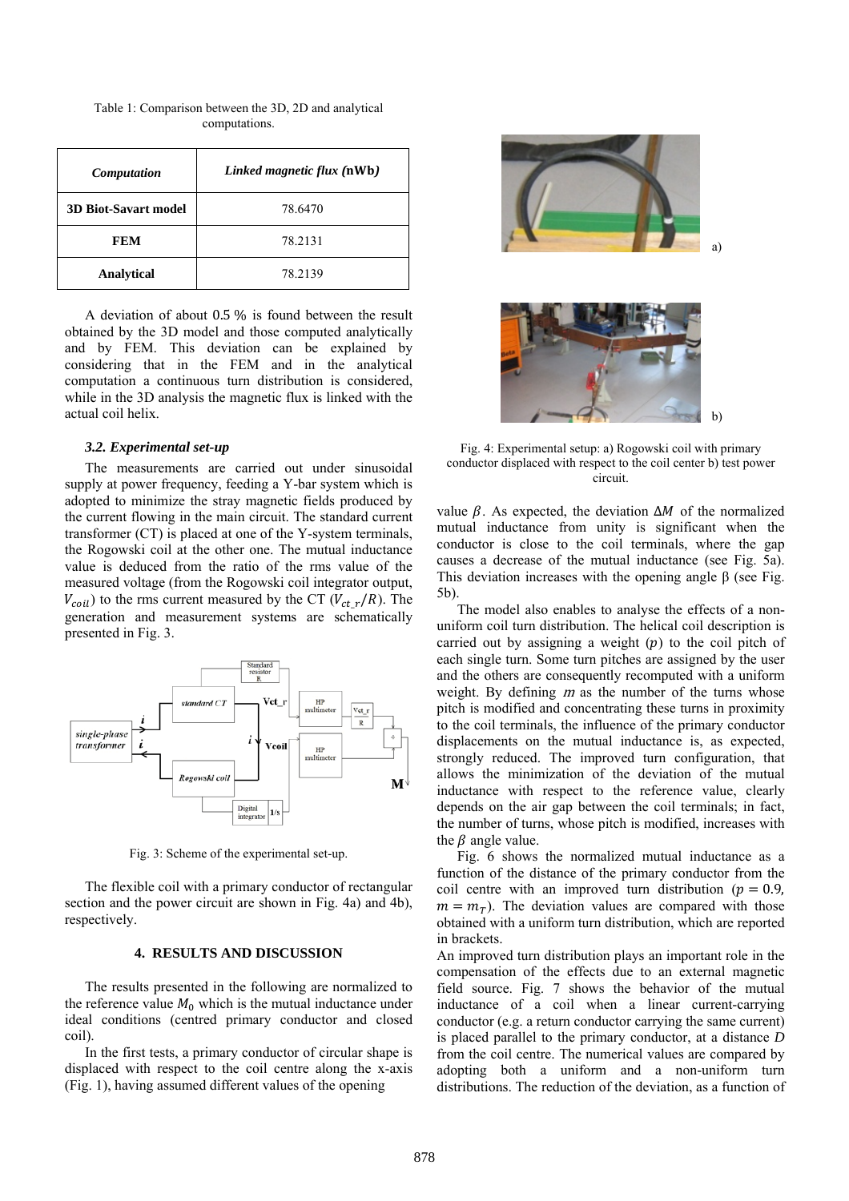Table 1: Comparison between the 3D, 2D and analytical computations.

| ***Computation*** | ***Linked magnetic flux* (nWb)** |
|---|---|
| **3D Biot-Savart model** | 78.6470 |
| **FEM** | 78.2131 |
| **Analytical** | 78.2139 |

A deviation of about 0.5 % is found between the result obtained by the 3D model and those computed analytically and by FEM. This deviation can be explained by considering that in the FEM and in the analytical computation a continuous turn distribution is considered, while in the 3D analysis the magnetic flux is linked with the actual coil helix.

### *3.2. Experimental set-up*

The measurements are carried out under sinusoidal supply at power frequency, feeding a Y-bar system which is adopted to minimize the stray magnetic fields produced by the current flowing in the main circuit. The standard current transformer (CT) is placed at one of the Y-system terminals, the Rogowski coil at the other one. The mutual inductance value is deduced from the ratio of the rms value of the measured voltage (from the Rogowski coil integrator output, $V_{coil}$) to the rms current measured by the CT ($V_{ct\_r}/R$). The generation and measurement systems are schematically presented in Fig. 3.

Fig. 3: Scheme of the experimental set-up.

The flexible coil with a primary conductor of rectangular section and the power circuit are shown in Fig. 4a) and 4b), respectively.

## 4. RESULTS AND DISCUSSION

The results presented in the following are normalized to the reference value $M_0$ which is the mutual inductance under ideal conditions (centred primary conductor and closed coil).

In the first tests, a primary conductor of circular shape is displaced with respect to the coil centre along the x-axis (Fig. 1), having assumed different values of the opening value $\beta$. As expected, the deviation $\Delta M$ of the normalized mutual inductance from unity is significant when the conductor is close to the coil terminals, where the gap causes a decrease of the mutual inductance (see Fig. 5a). This deviation increases with the opening angle β (see Fig. 5b).

Fig. 4: Experimental setup: a) Rogowski coil with primary conductor displaced with respect to the coil center b) test power circuit.

The model also enables to analyse the effects of a non-uniform coil turn distribution. The helical coil description is carried out by assigning a weight ($p$) to the coil pitch of each single turn. Some turn pitches are assigned by the user and the others are consequently recomputed with a uniform weight. By defining $m$ as the number of the turns whose pitch is modified and concentrating these turns in proximity to the coil terminals, the influence of the primary conductor displacements on the mutual inductance is, as expected, strongly reduced. The improved turn configuration, that allows the minimization of the deviation of the mutual inductance with respect to the reference value, clearly depends on the air gap between the coil terminals; in fact, the number of turns, whose pitch is modified, increases with the $\beta$ angle value.

Fig. 6 shows the normalized mutual inductance as a function of the distance of the primary conductor from the coil centre with an improved turn distribution ($p = 0.9$, $m = m_T$). The deviation values are compared with those obtained with a uniform turn distribution, which are reported in brackets.

An improved turn distribution plays an important role in the compensation of the effects due to an external magnetic field source. Fig. 7 shows the behavior of the mutual inductance of a coil when a linear current-carrying conductor (e.g. a return conductor carrying the same current) is placed parallel to the primary conductor, at a distance $D$ from the coil centre. The numerical values are compared by adopting both a uniform and a non-uniform turn distributions. The reduction of the deviation, as a function of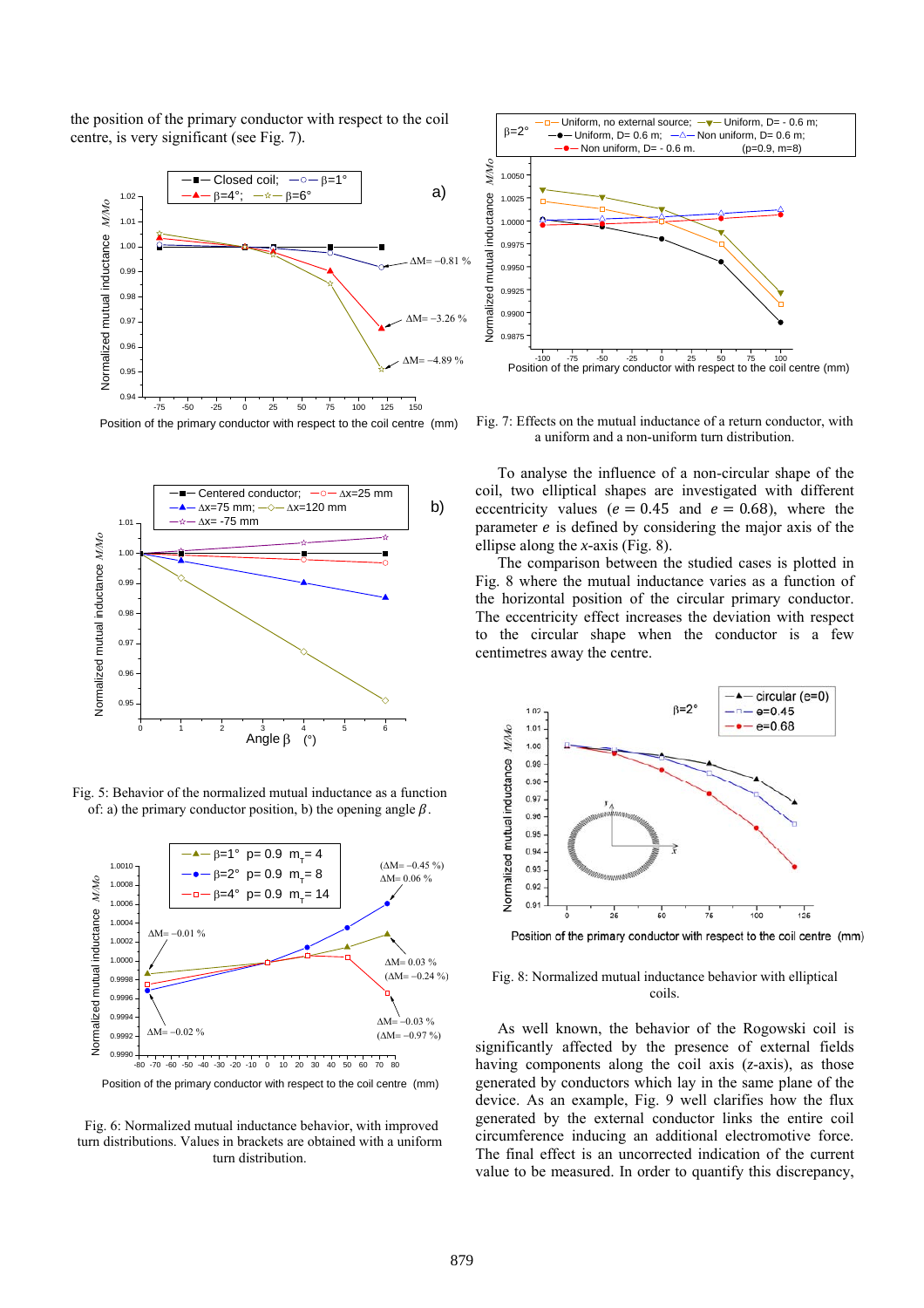the position of the primary conductor with respect to the coil centre, is very significant (see Fig. 7).

Fig. 5: Behavior of the normalized mutual inductance as a function of: a) the primary conductor position, b) the opening angle $\beta$.

Fig. 6: Normalized mutual inductance behavior, with improved turn distributions. Values in brackets are obtained with a uniform turn distribution.

Fig. 7: Effects on the mutual inductance of a return conductor, with a uniform and a non-uniform turn distribution.

To analyse the influence of a non-circular shape of the coil, two elliptical shapes are investigated with different eccentricity values ($e$ = 0.45 and $e$ = 0.68), where the parameter $e$ is defined by considering the major axis of the ellipse along the $x$-axis (Fig. 8).

The comparison between the studied cases is plotted in Fig. 8 where the mutual inductance varies as a function of the horizontal position of the circular primary conductor. The eccentricity effect increases the deviation with respect to the circular shape when the conductor is a few centimetres away the centre.

Fig. 8: Normalized mutual inductance behavior with elliptical coils.

As well known, the behavior of the Rogowski coil is significantly affected by the presence of external fields having components along the coil axis ($z$-axis), as those generated by conductors which lay in the same plane of the device. As an example, Fig. 9 well clarifies how the flux generated by the external conductor links the entire coil circumference inducing an additional electromotive force. The final effect is an uncorrected indication of the current value to be measured. In order to quantify this discrepancy,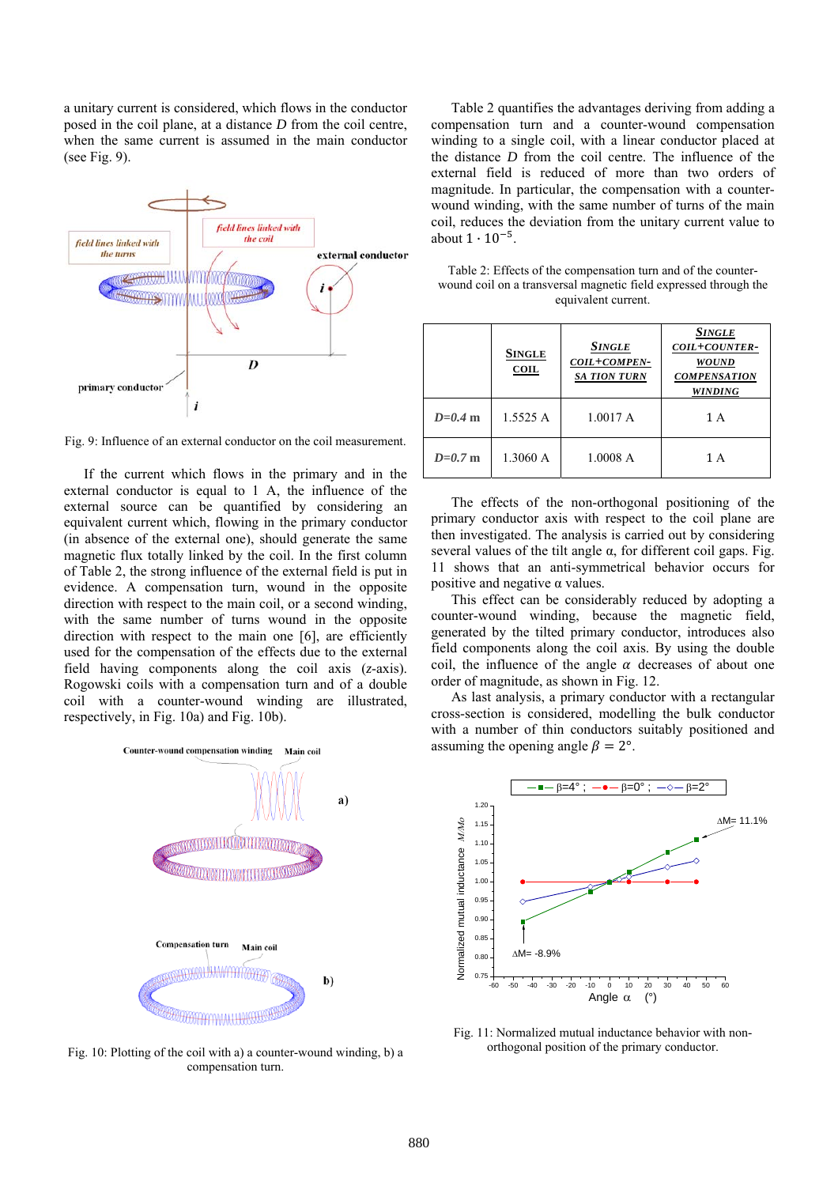a unitary current is considered, which flows in the conductor posed in the coil plane, at a distance $D$ from the coil centre, when the same current is assumed in the main conductor (see Fig. 9).

Fig. 9: Influence of an external conductor on the coil measurement.

If the current which flows in the primary and in the external conductor is equal to 1 A, the influence of the external source can be quantified by considering an equivalent current which, flowing in the primary conductor (in absence of the external one), should generate the same magnetic flux totally linked by the coil. In the first column of Table 2, the strong influence of the external field is put in evidence. A compensation turn, wound in the opposite direction with respect to the main coil, or a second winding, with the same number of turns wound in the opposite direction with respect to the main one [6], are efficiently used for the compensation of the effects due to the external field having components along the coil axis ($z$-axis). Rogowski coils with a compensation turn and of a double coil with a counter-wound winding are illustrated, respectively, in Fig. 10a) and Fig. 10b).

Fig. 10: Plotting of the coil with a) a counter-wound winding, b) a compensation turn.

Table 2 quantifies the advantages deriving from adding a compensation turn and a counter-wound compensation winding to a single coil, with a linear conductor placed at the distance $D$ from the coil centre. The influence of the external field is reduced of more than two orders of magnitude. In particular, the compensation with a counter-wound winding, with the same number of turns of the main coil, reduces the deviation from the unitary current value to about $1 \cdot 10^{-5}$.

Table 2: Effects of the compensation turn and of the counter-wound coil on a transversal magnetic field expressed through the equivalent current.

| | SINGLE COIL | SINGLE COIL+COMPENSA TION TURN | SINGLE COIL+COUNTER-WOUND COMPENSATION WINDING |
|---|---|---|---|
| *D=0.4* m | 1.5525 A | 1.0017 A | 1 A |
| *D=0.7* m | 1.3060 A | 1.0008 A | 1 A |

The effects of the non-orthogonal positioning of the primary conductor axis with respect to the coil plane are then investigated. The analysis is carried out by considering several values of the tilt angle α, for different coil gaps. Fig. 11 shows that an anti-symmetrical behavior occurs for positive and negative α values.

This effect can be considerably reduced by adopting a counter-wound winding, because the magnetic field, generated by the tilted primary conductor, introduces also field components along the coil axis. By using the double coil, the influence of the angle $\alpha$ decreases of about one order of magnitude, as shown in Fig. 12.

As last analysis, a primary conductor with a rectangular cross-section is considered, modelling the bulk conductor with a number of thin conductors suitably positioned and assuming the opening angle $\beta = 2°$.

Fig. 11: Normalized mutual inductance behavior with non-orthogonal position of the primary conductor.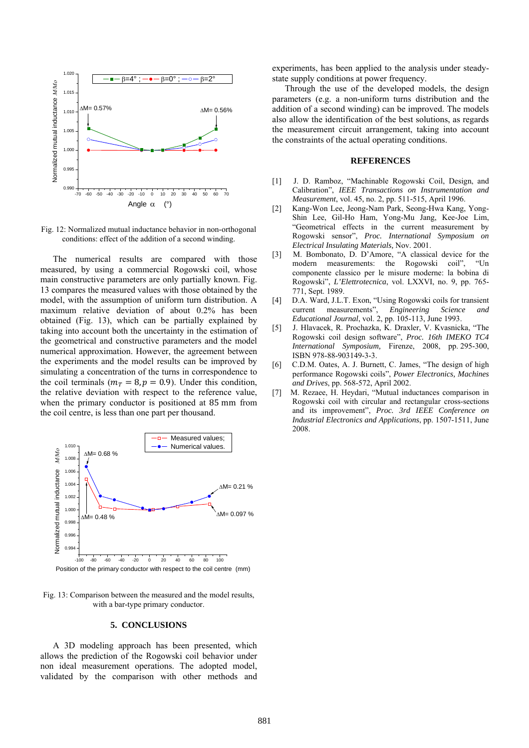—■— β=4° ; —●— β=0° ; —○— β=2°

ΔM= 0.57%

ΔM= 0.56%

Normalized mutual inductance $M/Mo$

1.020
1.015
1.010
1.005
1.000
0.995
0.990

-70 -60 -50 -40 -30 -20 -10 0 10 20 30 40 50 60 70

Angle α (°)

Fig. 12: Normalized mutual inductance behavior in non-orthogonal conditions: effect of the addition of a second winding.

The numerical results are compared with those measured, by using a commercial Rogowski coil, whose main constructive parameters are only partially known. Fig. 13 compares the measured values with those obtained by the model, with the assumption of uniform turn distribution. A maximum relative deviation of about 0.2% has been obtained (Fig. 13), which can be partially explained by taking into account both the uncertainty in the estimation of the geometrical and constructive parameters and the model numerical approximation. However, the agreement between the experiments and the model results can be improved by simulating a concentration of the turns in correspondence to the coil terminals ($m_T = 8, p = 0.9$). Under this condition, the relative deviation with respect to the reference value, when the primary conductor is positioned at 85 mm from the coil centre, is less than one part per thousand.

—□— Measured values;
—●— Numerical values.

ΔM= 0.68 %

ΔM= 0.48 %

ΔM= 0.21 %

ΔM= 0.097 %

Normalized mutual inductance $M/Mo$

1.010
1.008
1.006
1.004
1.002
1.000
0.998
0.996
0.994

-100 -80 -60 -40 -20 0 20 40 60 80 100

Position of the primary conductor with respect to the coil centre (mm)

Fig. 13: Comparison between the measured and the model results, with a bar-type primary conductor.

## 5. CONCLUSIONS

A 3D modeling approach has been presented, which allows the prediction of the Rogowski coil behavior under non ideal measurement operations. The adopted model, validated by the comparison with other methods and experiments, has been applied to the analysis under steady-state supply conditions at power frequency.

Through the use of the developed models, the design parameters (e.g. a non-uniform turns distribution and the addition of a second winding) can be improved. The models also allow the identification of the best solutions, as regards the measurement circuit arrangement, taking into account the constraints of the actual operating conditions.

## REFERENCES

[1] J. D. Ramboz, "Machinable Rogowski Coil, Design, and Calibration", *IEEE Transactions on Instrumentation and Measurement*, vol. 45, no. 2, pp. 511-515, April 1996.

[2] Kang-Won Lee, Jeong-Nam Park, Seong-Hwa Kang, Yong-Shin Lee, Gil-Ho Ham, Yong-Mu Jang, Kee-Joe Lim, "Geometrical effects in the current measurement by Rogowski sensor", *Proc. International Symposium on Electrical Insulating Materials,* Nov. 2001.

[3] M. Bombonato, D. D'Amore, "A classical device for the modern measurements: the Rogowski coil", "Un componente classico per le misure moderne: la bobina di Rogowski", *L'Elettrotecnica*, vol. LXXVI, no. 9, pp. 765-771, Sept. 1989.

[4] D.A. Ward, J.L.T. Exon, "Using Rogowski coils for transient current measurements", *Engineering Science and Educational Journal*, vol. 2, pp. 105-113, June 1993.

[5] J. Hlavacek, R. Prochazka, K. Draxler, V. Kvasnicka, "The Rogowski coil design software", *Proc. 16th IMEKO TC4 International Symposium,* Firenze, 2008, pp. 295-300, ISBN 978-88-903149-3-3.

[6] C.D.M. Oates, A. J. Burnett, C. James, "The design of high performance Rogowski coils", *Power Electronics, Machines and Drives*, pp. 568-572, April 2002.

[7] M. Rezaee, H. Heydari, "Mutual inductances comparison in Rogowski coil with circular and rectangular cross-sections and its improvement", *Proc. 3rd IEEE Conference on Industrial Electronics and Applications*, pp. 1507-1511, June 2008.